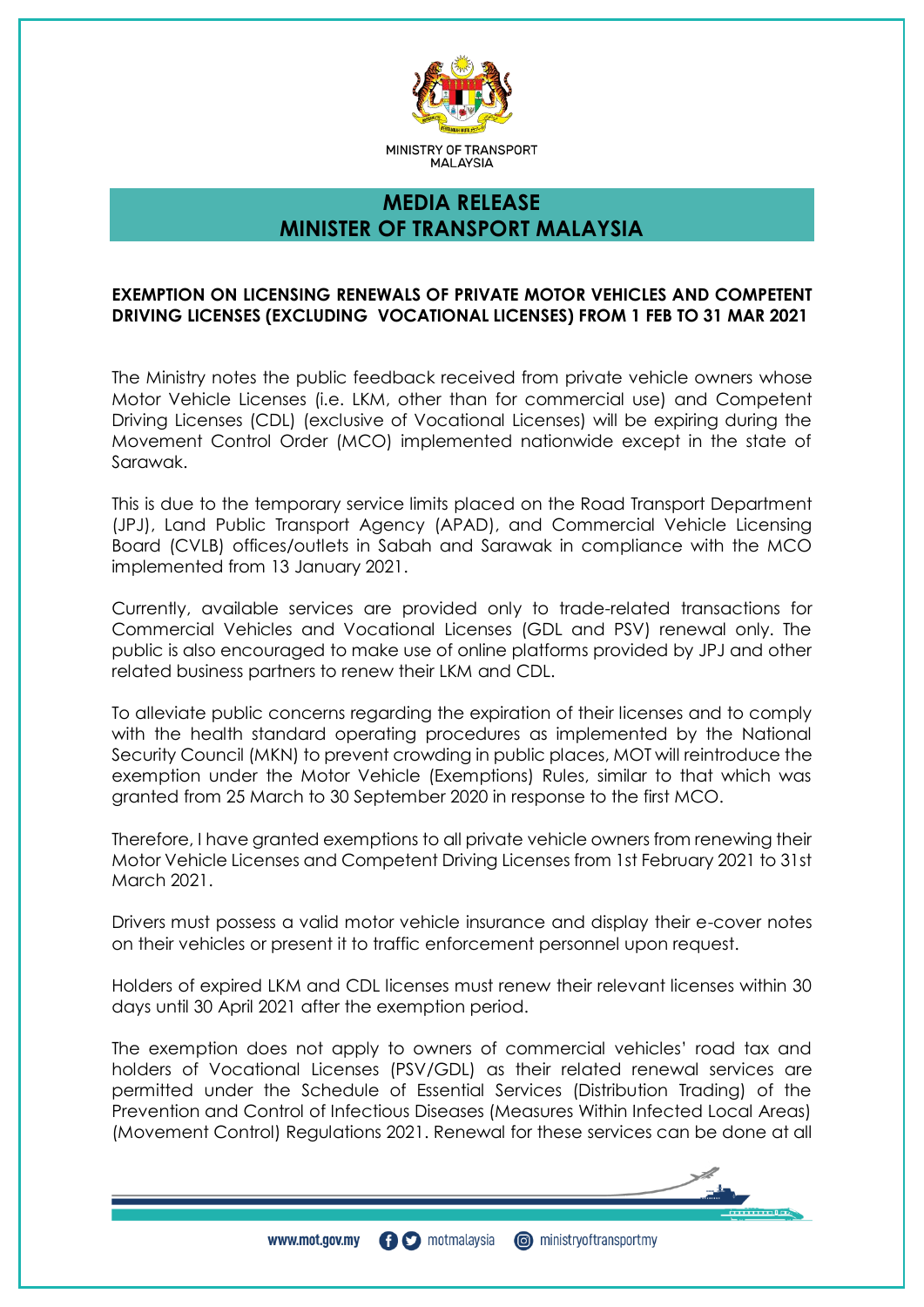MINISTRY OF TRANSPORT MALAYSIA

# MEDIA RELEASE
# MINISTER OF TRANSPORT MALAYSIA

**EXEMPTION ON LICENSING RENEWALS OF PRIVATE MOTOR VEHICLES AND COMPETENT DRIVING LICENSES (EXCLUDING VOCATIONAL LICENSES) FROM 1 FEB TO 31 MAR 2021**

The Ministry notes the public feedback received from private vehicle owners whose Motor Vehicle Licenses (i.e. LKM, other than for commercial use) and Competent Driving Licenses (CDL) (exclusive of Vocational Licenses) will be expiring during the Movement Control Order (MCO) implemented nationwide except in the state of Sarawak.

This is due to the temporary service limits placed on the Road Transport Department (JPJ), Land Public Transport Agency (APAD), and Commercial Vehicle Licensing Board (CVLB) offices/outlets in Sabah and Sarawak in compliance with the MCO implemented from 13 January 2021.

Currently, available services are provided only to trade-related transactions for Commercial Vehicles and Vocational Licenses (GDL and PSV) renewal only. The public is also encouraged to make use of online platforms provided by JPJ and other related business partners to renew their LKM and CDL.

To alleviate public concerns regarding the expiration of their licenses and to comply with the health standard operating procedures as implemented by the National Security Council (MKN) to prevent crowding in public places, MOT will reintroduce the exemption under the Motor Vehicle (Exemptions) Rules, similar to that which was granted from 25 March to 30 September 2020 in response to the first MCO.

Therefore, I have granted exemptions to all private vehicle owners from renewing their Motor Vehicle Licenses and Competent Driving Licenses from 1st February 2021 to 31st March 2021.

Drivers must possess a valid motor vehicle insurance and display their e-cover notes on their vehicles or present it to traffic enforcement personnel upon request.

Holders of expired LKM and CDL licenses must renew their relevant licenses within 30 days until 30 April 2021 after the exemption period.

The exemption does not apply to owners of commercial vehicles' road tax and holders of Vocational Licenses (PSV/GDL) as their related renewal services are permitted under the Schedule of Essential Services (Distribution Trading) of the Prevention and Control of Infectious Diseases (Measures Within Infected Local Areas) (Movement Control) Regulations 2021. Renewal for these services can be done at all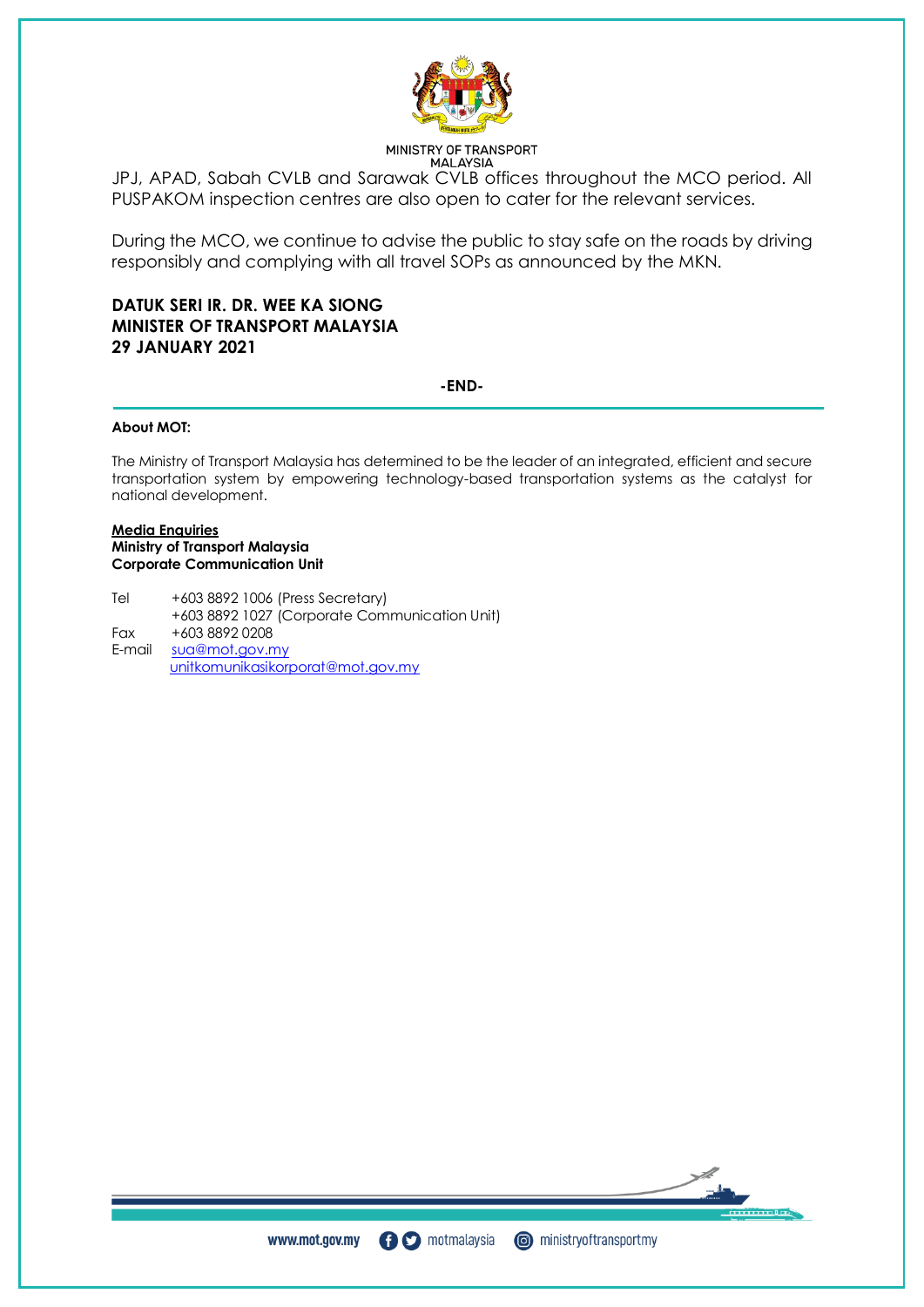JPJ, APAD, Sabah CVLB and Sarawak CVLB offices throughout the MCO period. All PUSPAKOM inspection centres are also open to cater for the relevant services.

During the MCO, we continue to advise the public to stay safe on the roads by driving responsibly and complying with all travel SOPs as announced by the MKN.

**DATUK SERI IR. DR. WEE KA SIONG**
**MINISTER OF TRANSPORT MALAYSIA**
**29 JANUARY 2021**

**-END-**

---

**About MOT:**

The Ministry of Transport Malaysia has determined to be the leader of an integrated, efficient and secure transportation system by empowering technology-based transportation systems as the catalyst for national development.

**Media Enquiries**
**Ministry of Transport Malaysia**
**Corporate Communication Unit**

Tel +603 8892 1006 (Press Secretary)
+603 8892 1027 (Corporate Communication Unit)
Fax +603 8892 0208
E-mail sua@mot.gov.my
unitkomunikasikorporat@mot.gov.my